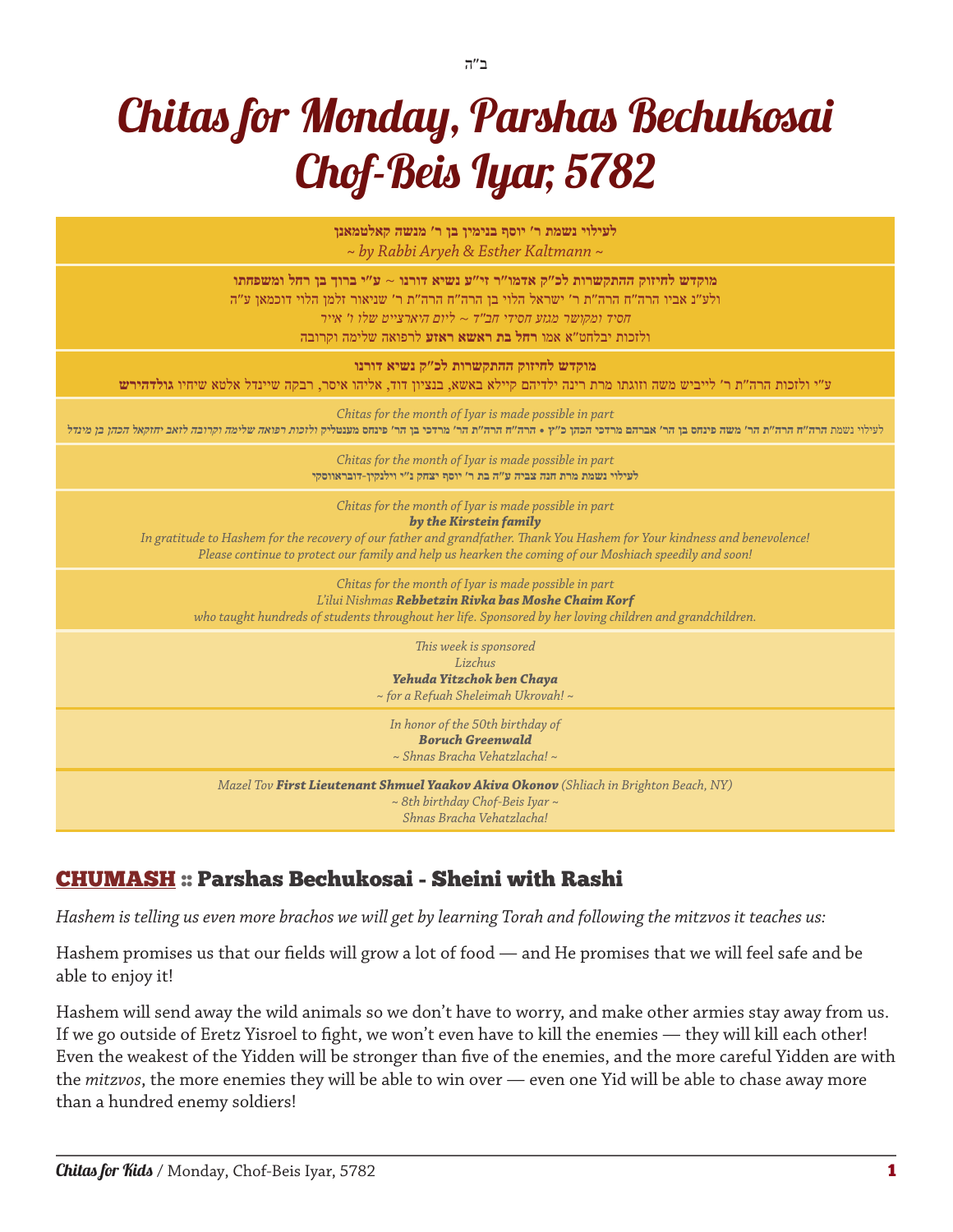ב"ה

# Chitas for Monday, Parshas Bechukosai Chof-Beis Iyar, 5782

**לעילוי נשמת ר' יוסף בנימין בן ר' מנשה קאלטמאנן**
*~ by Rabbi Aryeh & Esther Kaltmann ~*

**מוקדש לחיזוק ההתקשרות לכ"ק אדמו"ר זי"ע נשיא דורנו ~ ע"י ברוך בן רחל ומשפחתו**
ולע"נ אביו הרה"ח הרה"ת ר' ישראל הלוי בן הרה"ח הרה"ת ר' שניאור זלמן הלוי דוכמאן ע"ה
*חסיד ומקושר מגזע חסידי חב"ד ~ ליום היארצייט שלו ו' אייר*
ולזכות יבלחט"א אמו **רחל בת ראשא ראזע** לרפואה שלימה וקרובה

**מוקדש לחיזוק ההתקשרות לכ"ק נשיא דורנו**
ע"י ולזכות הרה"ת ר' לייביש משה וזוגתו מרת רינה ילדיהם קיילא באשא, בנציון דוד, אליהו איסר, רבקה שיינדל אלטא שיחיו **גולדהירש**

*Chitas for the month of Iyar is made possible in part*
*לעילוי נשמת **הרה"ח הרה"ת הר' משה פינחס בן הר' אברהם מרדכי הכהן כ"ץ • הרה"ח הרה"ת הר' מרדכי בן הר' פינחס מענטליק** ולזכות רפואה שלימה וקרובה לזאב יחזקאל הכהן בן מינדל*

*Chitas for the month of Iyar is made possible in part*
**לעילוי נשמת מרת חנה צביה ע"ה בת ר' יוסף יצחק נ"י וילנקין-דובראווסקי**

*Chitas for the month of Iyar is made possible in part*
***by the Kirstein family***
*In gratitude to Hashem for the recovery of our father and grandfather. Thank You Hashem for Your kindness and benevolence! Please continue to protect our family and help us hearken the coming of our Moshiach speedily and soon!*

*Chitas for the month of Iyar is made possible in part*
*L'ilui Nishmas **Rebbetzin Rivka bas Moshe Chaim Korf***
*who taught hundreds of students throughout her life. Sponsored by her loving children and grandchildren.*

*This week is sponsored*
*Lizchus*
***Yehuda Yitzchok ben Chaya***
*~ for a Refuah Sheleimah Ukrovah! ~*

*In honor of the 50th birthday of*
***Boruch Greenwald***
*~ Shnas Bracha Vehatzlacha! ~*

*Mazel Tov **First Lieutenant Shmuel Yaakov Akiva Okonov** (Shliach in Brighton Beach, NY)*
*~ 8th birthday Chof-Beis Iyar ~*
*Shnas Bracha Vehatzlacha!*

## CHUMASH :: Parshas Bechukosai - Sheini with Rashi

*Hashem is telling us even more brachos we will get by learning Torah and following the mitzvos it teaches us:*

Hashem promises us that our fields will grow a lot of food — and He promises that we will feel safe and be able to enjoy it!

Hashem will send away the wild animals so we don't have to worry, and make other armies stay away from us. If we go outside of Eretz Yisroel to fight, we won't even have to kill the enemies — they will kill each other! Even the weakest of the Yidden will be stronger than five of the enemies, and the more careful Yidden are with the *mitzvos*, the more enemies they will be able to win over — even one Yid will be able to chase away more than a hundred enemy soldiers!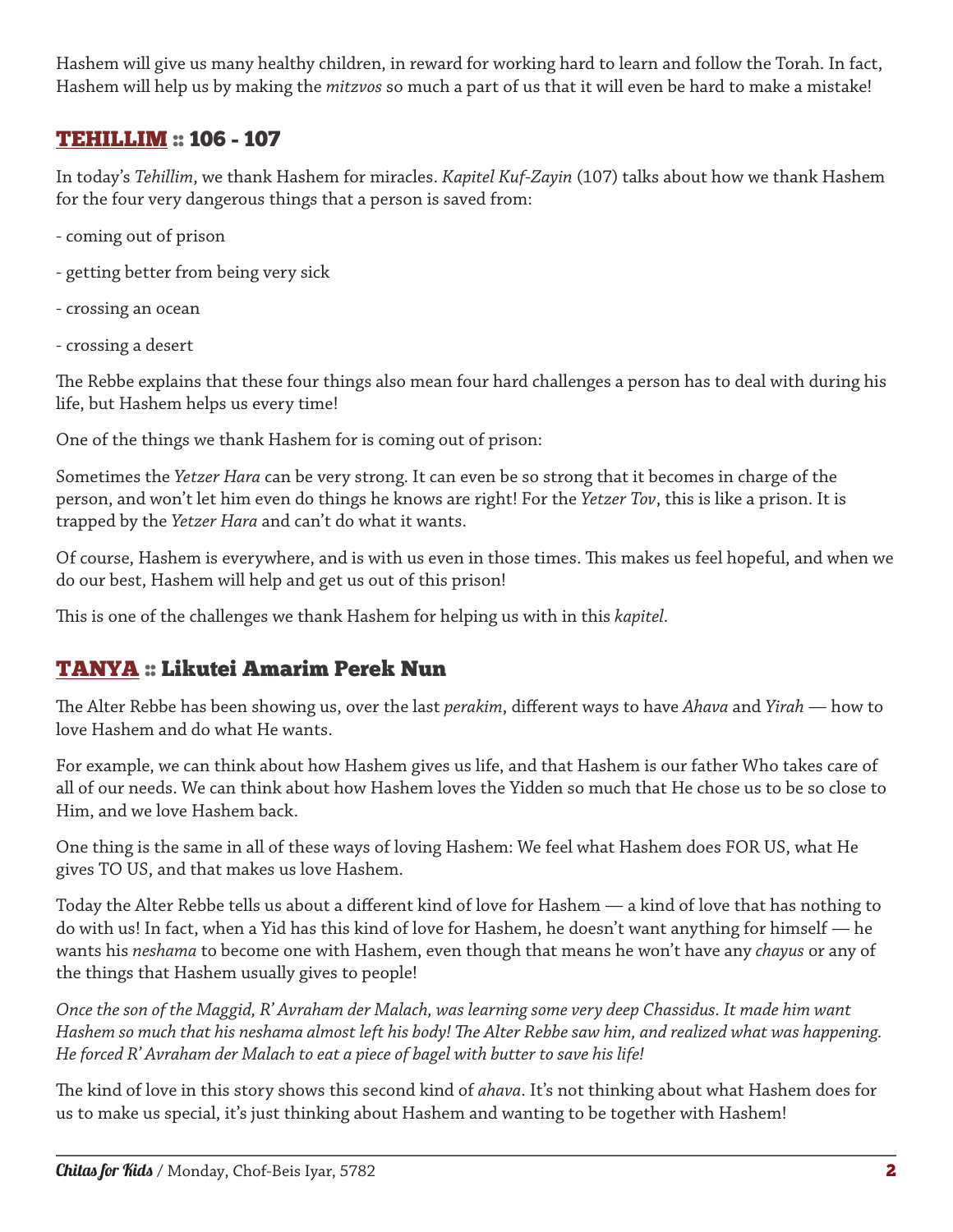Hashem will give us many healthy children, in reward for working hard to learn and follow the Torah. In fact, Hashem will help us by making the *mitzvos* so much a part of us that it will even be hard to make a mistake!

## TEHILLIM :: 106 - 107

In today's *Tehillim*, we thank Hashem for miracles. *Kapitel Kuf-Zayin* (107) talks about how we thank Hashem for the four very dangerous things that a person is saved from:

- coming out of prison
- getting better from being very sick
- crossing an ocean
- crossing a desert

The Rebbe explains that these four things also mean four hard challenges a person has to deal with during his life, but Hashem helps us every time!

One of the things we thank Hashem for is coming out of prison:

Sometimes the *Yetzer Hara* can be very strong. It can even be so strong that it becomes in charge of the person, and won't let him even do things he knows are right! For the *Yetzer Tov*, this is like a prison. It is trapped by the *Yetzer Hara* and can't do what it wants.

Of course, Hashem is everywhere, and is with us even in those times. This makes us feel hopeful, and when we do our best, Hashem will help and get us out of this prison!

This is one of the challenges we thank Hashem for helping us with in this *kapitel*.

## TANYA :: Likutei Amarim Perek Nun

The Alter Rebbe has been showing us, over the last *perakim*, different ways to have *Ahava* and *Yirah* — how to love Hashem and do what He wants.

For example, we can think about how Hashem gives us life, and that Hashem is our father Who takes care of all of our needs. We can think about how Hashem loves the Yidden so much that He chose us to be so close to Him, and we love Hashem back.

One thing is the same in all of these ways of loving Hashem: We feel what Hashem does FOR US, what He gives TO US, and that makes us love Hashem.

Today the Alter Rebbe tells us about a different kind of love for Hashem — a kind of love that has nothing to do with us! In fact, when a Yid has this kind of love for Hashem, he doesn't want anything for himself — he wants his *neshama* to become one with Hashem, even though that means he won't have any *chayus* or any of the things that Hashem usually gives to people!

*Once the son of the Maggid, R' Avraham der Malach, was learning some very deep Chassidus. It made him want Hashem so much that his neshama almost left his body! The Alter Rebbe saw him, and realized what was happening. He forced R' Avraham der Malach to eat a piece of bagel with butter to save his life!*

The kind of love in this story shows this second kind of *ahava*. It's not thinking about what Hashem does for us to make us special, it's just thinking about Hashem and wanting to be together with Hashem!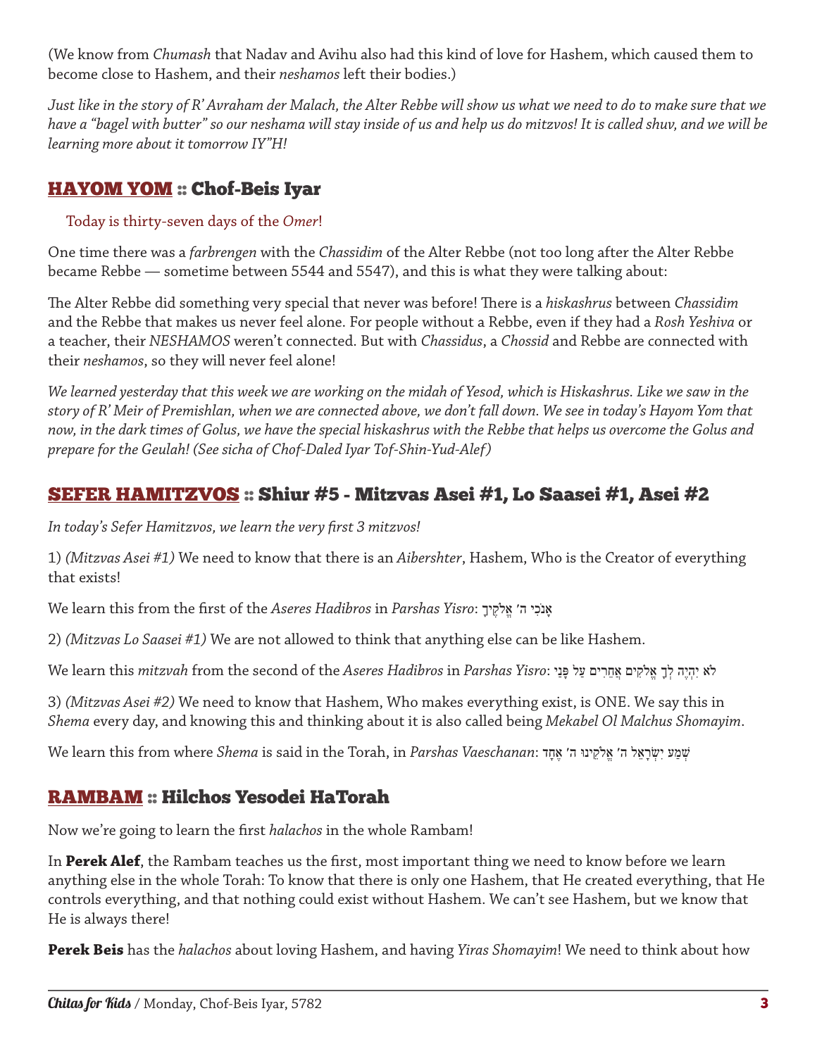(We know from *Chumash* that Nadav and Avihu also had this kind of love for Hashem, which caused them to become close to Hashem, and their *neshamos* left their bodies.)

*Just like in the story of R' Avraham der Malach, the Alter Rebbe will show us what we need to do to make sure that we have a "bagel with butter" so our neshama will stay inside of us and help us do mitzvos! It is called shuv, and we will be learning more about it tomorrow IY"H!*

## HAYOM YOM :: Chof-Beis Iyar

Today is thirty-seven days of the *Omer*!

One time there was a *farbrengen* with the *Chassidim* of the Alter Rebbe (not too long after the Alter Rebbe became Rebbe — sometime between 5544 and 5547), and this is what they were talking about:

The Alter Rebbe did something very special that never was before! There is a *hiskashrus* between *Chassidim* and the Rebbe that makes us never feel alone. For people without a Rebbe, even if they had a *Rosh Yeshiva* or a teacher, their *NESHAMOS* weren't connected. But with *Chassidus*, a *Chossid* and Rebbe are connected with their *neshamos*, so they will never feel alone!

*We learned yesterday that this week we are working on the midah of Yesod, which is Hiskashrus. Like we saw in the story of R' Meir of Premishlan, when we are connected above, we don't fall down. We see in today's Hayom Yom that now, in the dark times of Golus, we have the special hiskashrus with the Rebbe that helps us overcome the Golus and prepare for the Geulah! (See sicha of Chof-Daled Iyar Tof-Shin-Yud-Alef)*

## SEFER HAMITZVOS :: Shiur #5 - Mitzvas Asei #1, Lo Saasei #1, Asei #2

*In today's Sefer Hamitzvos, we learn the very first 3 mitzvos!*

1) *(Mitzvas Asei #1)* We need to know that there is an *Aibershter*, Hashem, Who is the Creator of everything that exists!

We learn this from the first of the *Aseres Hadibros* in *Parshas Yisro*: אָנֹכִי ה' אֱלֹקֶיךָ

2) *(Mitzvas Lo Saasei #1)* We are not allowed to think that anything else can be like Hashem.

We learn this *mitzvah* from the second of the *Aseres Hadibros* in *Parshas Yisro*: לֹא יִהְיֶה לְךָ אֱלֹקִים אֲחֵרִים עַל פָּנָי

3) *(Mitzvas Asei #2)* We need to know that Hashem, Who makes everything exist, is ONE. We say this in *Shema* every day, and knowing this and thinking about it is also called being *Mekabel Ol Malchus Shomayim*.

We learn this from where *Shema* is said in the Torah, in *Parshas Vaeschanan*: שְׁמַע יִשְׂרָאֵל ה' אֱלֹקֵינוּ ה' אֶחָד

## RAMBAM :: Hilchos Yesodei HaTorah

Now we're going to learn the first *halachos* in the whole Rambam!

In **Perek Alef**, the Rambam teaches us the first, most important thing we need to know before we learn anything else in the whole Torah: To know that there is only one Hashem, that He created everything, that He controls everything, and that nothing could exist without Hashem. We can't see Hashem, but we know that He is always there!

**Perek Beis** has the *halachos* about loving Hashem, and having *Yiras Shomayim*! We need to think about how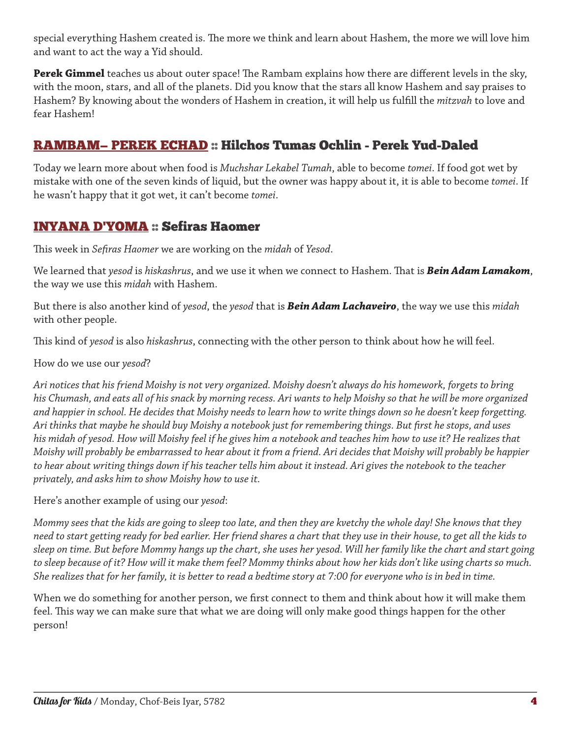special everything Hashem created is. The more we think and learn about Hashem, the more we will love him and want to act the way a Yid should.

**Perek Gimmel** teaches us about outer space! The Rambam explains how there are different levels in the sky, with the moon, stars, and all of the planets. Did you know that the stars all know Hashem and say praises to Hashem? By knowing about the wonders of Hashem in creation, it will help us fulfill the *mitzvah* to love and fear Hashem!

## RAMBAM– PEREK ECHAD :: Hilchos Tumas Ochlin - Perek Yud-Daled

Today we learn more about when food is *Muchshar Lekabel Tumah*, able to become *tomei*. If food got wet by mistake with one of the seven kinds of liquid, but the owner was happy about it, it is able to become *tomei*. If he wasn't happy that it got wet, it can't become *tomei*.

## INYANA D'YOMA :: Sefiras Haomer

This week in *Sefiras Haomer* we are working on the *midah* of *Yesod*.

We learned that *yesod* is *hiskashrus*, and we use it when we connect to Hashem. That is ***Bein Adam Lamakom***, the way we use this *midah* with Hashem.

But there is also another kind of *yesod*, the *yesod* that is ***Bein Adam Lachaveiro***, the way we use this *midah* with other people.

This kind of *yesod* is also *hiskashrus*, connecting with the other person to think about how he will feel.

How do we use our *yesod*?

*Ari notices that his friend Moishy is not very organized. Moishy doesn't always do his homework, forgets to bring his Chumash, and eats all of his snack by morning recess. Ari wants to help Moishy so that he will be more organized and happier in school. He decides that Moishy needs to learn how to write things down so he doesn't keep forgetting. Ari thinks that maybe he should buy Moishy a notebook just for remembering things. But first he stops, and uses his midah of yesod. How will Moishy feel if he gives him a notebook and teaches him how to use it? He realizes that Moishy will probably be embarrassed to hear about it from a friend. Ari decides that Moishy will probably be happier to hear about writing things down if his teacher tells him about it instead. Ari gives the notebook to the teacher privately, and asks him to show Moishy how to use it.*

Here's another example of using our *yesod*:

*Mommy sees that the kids are going to sleep too late, and then they are kvetchy the whole day! She knows that they need to start getting ready for bed earlier. Her friend shares a chart that they use in their house, to get all the kids to sleep on time. But before Mommy hangs up the chart, she uses her yesod. Will her family like the chart and start going to sleep because of it? How will it make them feel? Mommy thinks about how her kids don't like using charts so much. She realizes that for her family, it is better to read a bedtime story at 7:00 for everyone who is in bed in time.*

When we do something for another person, we first connect to them and think about how it will make them feel. This way we can make sure that what we are doing will only make good things happen for the other person!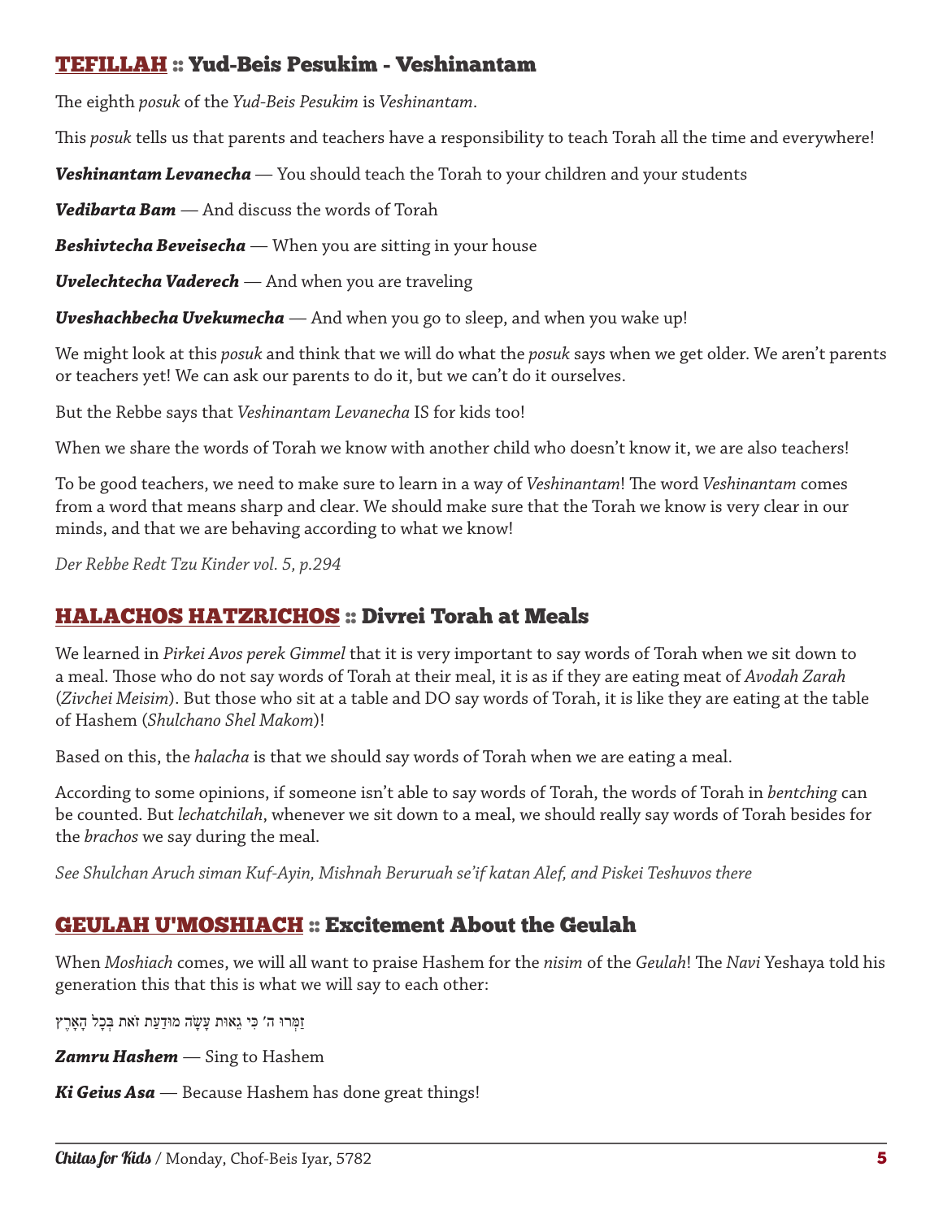## TEFILLAH :: Yud-Beis Pesukim - Veshinantam

The eighth *posuk* of the *Yud-Beis Pesukim* is *Veshinantam*.

This *posuk* tells us that parents and teachers have a responsibility to teach Torah all the time and everywhere!

***Veshinantam Levanecha*** — You should teach the Torah to your children and your students

***Vedibarta Bam*** — And discuss the words of Torah

***Beshivtecha Beveisecha*** — When you are sitting in your house

***Uvelechtecha Vaderech*** — And when you are traveling

***Uveshachbecha Uvekumecha*** — And when you go to sleep, and when you wake up!

We might look at this *posuk* and think that we will do what the *posuk* says when we get older. We aren't parents or teachers yet! We can ask our parents to do it, but we can't do it ourselves.

But the Rebbe says that *Veshinantam Levanecha* IS for kids too!

When we share the words of Torah we know with another child who doesn't know it, we are also teachers!

To be good teachers, we need to make sure to learn in a way of *Veshinantam*! The word *Veshinantam* comes from a word that means sharp and clear. We should make sure that the Torah we know is very clear in our minds, and that we are behaving according to what we know!

*Der Rebbe Redt Tzu Kinder vol. 5, p.294*

## HALACHOS HATZRICHOS :: Divrei Torah at Meals

We learned in *Pirkei Avos perek Gimmel* that it is very important to say words of Torah when we sit down to a meal. Those who do not say words of Torah at their meal, it is as if they are eating meat of *Avodah Zarah* (*Zivchei Meisim*). But those who sit at a table and DO say words of Torah, it is like they are eating at the table of Hashem (*Shulchano Shel Makom*)!

Based on this, the *halacha* is that we should say words of Torah when we are eating a meal.

According to some opinions, if someone isn't able to say words of Torah, the words of Torah in *bentching* can be counted. But *lechatchilah*, whenever we sit down to a meal, we should really say words of Torah besides for the *brachos* we say during the meal.

*See Shulchan Aruch siman Kuf-Ayin, Mishnah Beruruah se'if katan Alef, and Piskei Teshuvos there*

## GEULAH U'MOSHIACH :: Excitement About the Geulah

When *Moshiach* comes, we will all want to praise Hashem for the *nisim* of the *Geulah*! The *Navi* Yeshaya told his generation this that this is what we will say to each other:

זַמְּרוּ ה' כִּי גֵאוּת עָשָׂה מוּדַעַת זֹאת בְּכָל הָאָרֶץ

***Zamru Hashem*** — Sing to Hashem

***Ki Geius Asa*** — Because Hashem has done great things!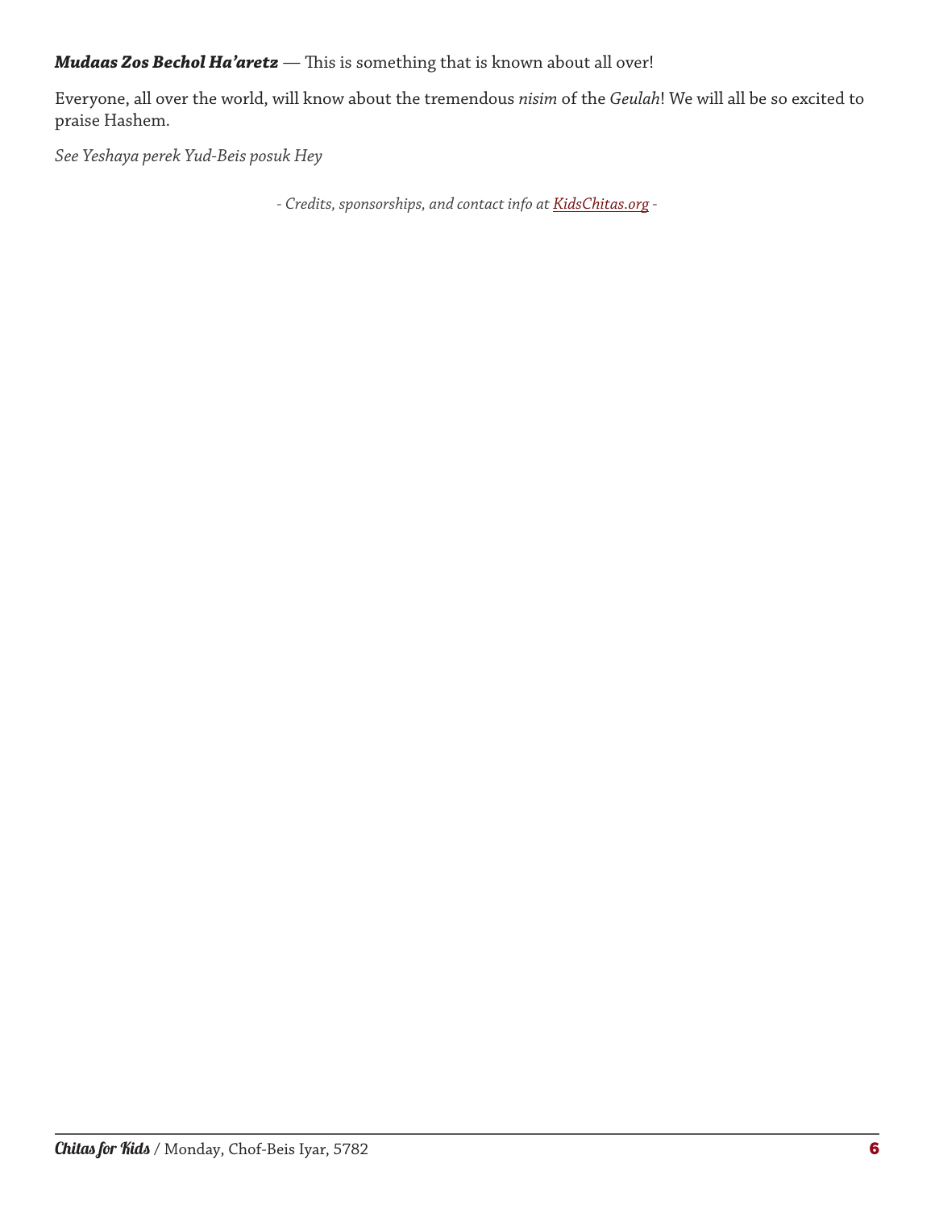***Mudaas Zos Bechol Ha'aretz*** — This is something that is known about all over!

Everyone, all over the world, will know about the tremendous *nisim* of the *Geulah*! We will all be so excited to praise Hashem.

*See Yeshaya perek Yud-Beis posuk Hey*

*- Credits, sponsorships, and contact info at [KidsChitas.org](KidsChitas.org) -*